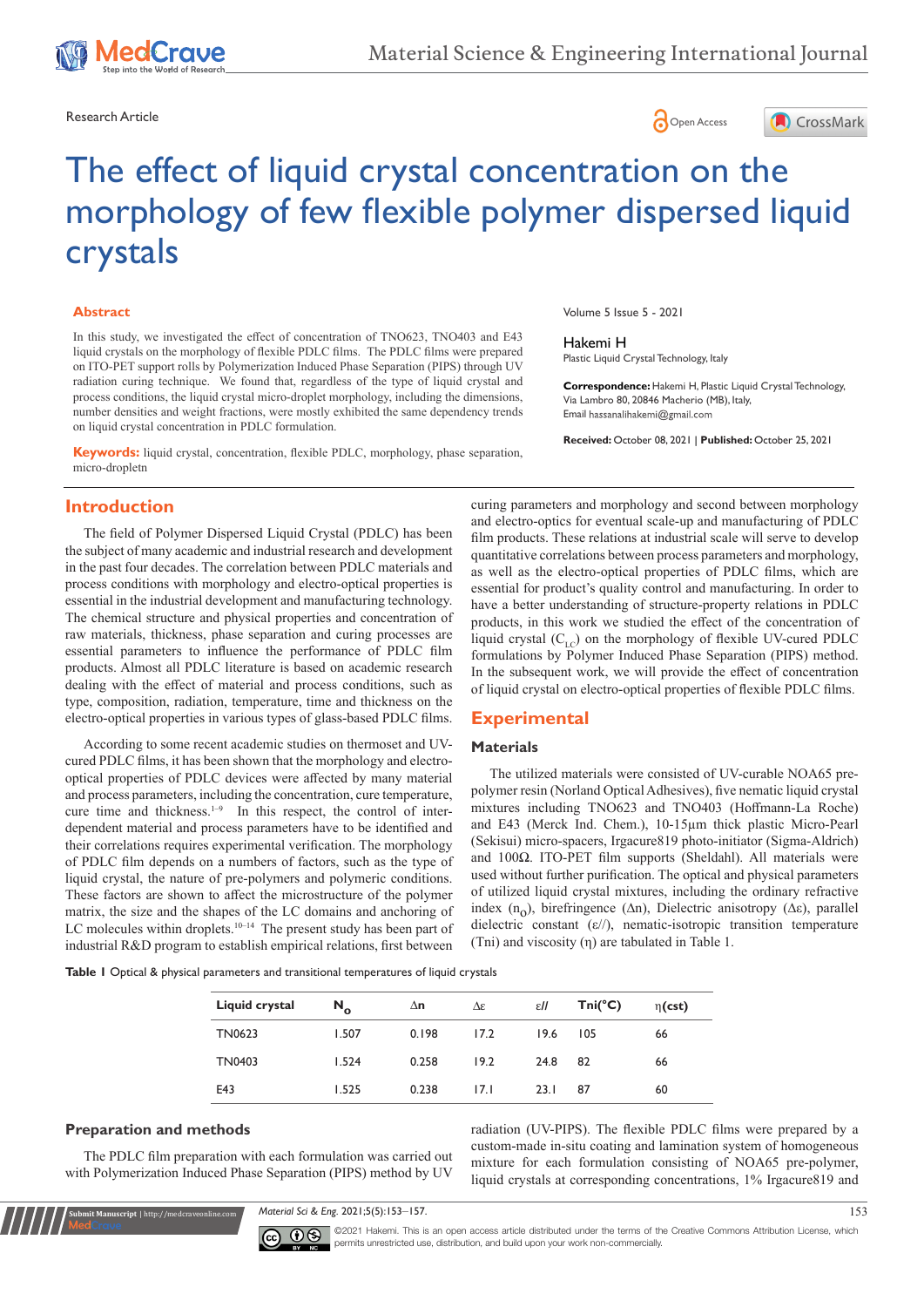Research Article

# The effect of liquid crystal concentration on the morphology of few flexible polymer dispersed liquid crystals

## Abstract

In this study, we investigated the effect of concentration of TNO623, TNO403 and E43 liquid crystals on the morphology of flexible PDLC films. The PDLC films were prepared on ITO-PET support rolls by Polymerization Induced Phase Separation (PIPS) through UV radiation curing technique. We found that, regardless of the type of liquid crystal and process conditions, the liquid crystal micro-droplet morphology, including the dimensions, number densities and weight fractions, were mostly exhibited the same dependency trends on liquid crystal concentration in PDLC formulation.

**Keywords:** liquid crystal, concentration, flexible PDLC, morphology, phase separation, micro-dropletn

Volume 5 Issue 5 - 2021

Hakemi H

Plastic Liquid Crystal Technology, Italy

**Correspondence:** Hakemi H, Plastic Liquid Crystal Technology, Via Lambro 80, 20846 Macherio (MB), Italy, Email hassanalihakemi@gmail.com

**Received:** October 08, 2021 | **Published:** October 25, 2021

## Introduction

The field of Polymer Dispersed Liquid Crystal (PDLC) has been the subject of many academic and industrial research and development in the past four decades. The correlation between PDLC materials and process conditions with morphology and electro-optical properties is essential in the industrial development and manufacturing technology. The chemical structure and physical properties and concentration of raw materials, thickness, phase separation and curing processes are essential parameters to influence the performance of PDLC film products. Almost all PDLC literature is based on academic research dealing with the effect of material and process conditions, such as type, composition, radiation, temperature, time and thickness on the electro-optical properties in various types of glass-based PDLC films.

According to some recent academic studies on thermoset and UV-cured PDLC films, it has been shown that the morphology and electro-optical properties of PDLC devices were affected by many material and process parameters, including the concentration, cure temperature, cure time and thickness.[1–9] In this respect, the control of inter-dependent material and process parameters have to be identified and their correlations requires experimental verification. The morphology of PDLC film depends on a numbers of factors, such as the type of liquid crystal, the nature of pre-polymers and polymeric conditions. These factors are shown to affect the microstructure of the polymer matrix, the size and the shapes of the LC domains and anchoring of LC molecules within droplets.[10–14] The present study has been part of industrial R&D program to establish empirical relations, first between curing parameters and morphology and second between morphology and electro-optics for eventual scale-up and manufacturing of PDLC film products. These relations at industrial scale will serve to develop quantitative correlations between process parameters and morphology, as well as the electro-optical properties of PDLC films, which are essential for product's quality control and manufacturing. In order to have a better understanding of structure-property relations in PDLC products, in this work we studied the effect of the concentration of liquid crystal ($C_{LC}$) on the morphology of flexible UV-cured PDLC formulations by Polymer Induced Phase Separation (PIPS) method. In the subsequent work, we will provide the effect of concentration of liquid crystal on electro-optical properties of flexible PDLC films.

## Experimental

### Materials

The utilized materials were consisted of UV-curable NOA65 pre-polymer resin (Norland Optical Adhesives), five nematic liquid crystal mixtures including TNO623 and TNO403 (Hoffmann-La Roche) and E43 (Merck Ind. Chem.), 10-15µm thick plastic Micro-Pearl (Sekisui) micro-spacers, Irgacure819 photo-initiator (Sigma-Aldrich) and 100Ω. ITO-PET film supports (Sheldahl). All materials were used without further purification. The optical and physical parameters of utilized liquid crystal mixtures, including the ordinary refractive index ($n_O$), birefringence (Δn), Dielectric anisotropy (Δε), parallel dielectric constant (ε//), nematic-isotropic transition temperature (Tni) and viscosity (η) are tabulated in Table 1.

**Table 1** Optical & physical parameters and transitional temperatures of liquid crystals

| Liquid crystal | $N_O$ | Δn | Δε | ε// | Tni(°C) | η(cst) |
|---|---|---|---|---|---|---|
| TN0623 | 1.507 | 0.198 | 17.2 | 19.6 | 105 | 66 |
| TN0403 | 1.524 | 0.258 | 19.2 | 24.8 | 82 | 66 |
| E43 | 1.525 | 0.238 | 17.1 | 23.1 | 87 | 60 |

### Preparation and methods

The PDLC film preparation with each formulation was carried out with Polymerization Induced Phase Separation (PIPS) method by UV radiation (UV-PIPS). The flexible PDLC films were prepared by a custom-made in-situ coating and lamination system of homogeneous mixture for each formulation consisting of NOA65 pre-polymer, liquid crystals at corresponding concentrations, 1% Irgacure819 and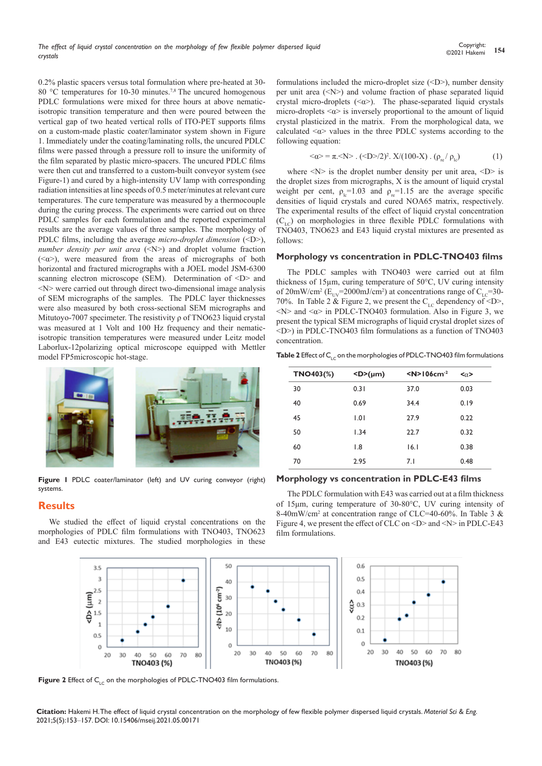0.2% plastic spacers versus total formulation where pre-heated at 30-80 °C temperatures for 10-30 minutes.[7,8] The uncured homogenous PDLC formulations were mixed for three hours at above nematic-isotropic transition temperature and then were poured between the vertical gap of two heated vertical rolls of ITO-PET supports films on a custom-made plastic coater/laminator system shown in Figure 1. Immediately under the coating/laminating rolls, the uncured PDLC films were passed through a pressure roll to insure the uniformity of the film separated by plastic micro-spacers. The uncured PDLC films were then cut and transferred to a custom-built conveyor system (see Figure-1) and cured by a high-intensity UV lamp with corresponding radiation intensities at line speeds of 0.5 meter/minutes at relevant cure temperatures. The cure temperature was measured by a thermocouple during the curing process. The experiments were carried out on three PDLC samples for each formulation and the reported experimental results are the average values of three samples. The morphology of PDLC films, including the average *micro-droplet dimension* (<D>), *number density per unit area* (<N>) and droplet volume fraction (<α>), were measured from the areas of micrographs of both horizontal and fractured micrographs with a JOEL model JSM-6300 scanning electron microscope (SEM). Determination of <D> and <N> were carried out through direct two-dimensional image analysis of SEM micrographs of the samples. The PDLC layer thicknesses were also measured by both cross-sectional SEM micrographs and Mitutoyo-7007 specimeter. The resistivity ρ of TNO623 liquid crystal was measured at 1 Volt and 100 Hz frequency and their nematic-isotropic transition temperatures were measured under Leitz model Laborlux-12polarizing optical microscope equipped with Mettler model FP5microscopic hot-stage.

**Figure 1** PDLC coater/laminator (left) and UV curing conveyor (right) systems.

## Results

We studied the effect of liquid crystal concentrations on the morphologies of PDLC film formulations with TNO403, TNO623 and E43 eutectic mixtures. The studied morphologies in these formulations included the micro-droplet size (<D>), number density per unit area (<N>) and volume fraction of phase separated liquid crystal micro-droplets (<α>). The phase-separated liquid crystals micro-droplets <α> is inversely proportional to the amount of liquid crystal plasticized in the matrix. From the morphological data, we calculated <α> values in the three PDLC systems according to the following equation:

$$\langle\alpha\rangle = \pi.\langle N\rangle\,.\,(\langle D\rangle/2)^2.\ X/(100\text{-}X)\,.\,(\rho_{re}/\rho_{lc}) \quad (1)$$

where <N> is the droplet number density per unit area, <D> is the droplet sizes from micrographs, X is the amount of liquid crystal weight per cent, $\rho_{lc}$=1.03 and $\rho_{re}$=1.15 are the average specific densities of liquid crystals and cured NOA65 matrix, respectively. The experimental results of the effect of liquid crystal concentration ($C_{LC}$) on morphologies in three flexible PDLC formulations with TNO403, TNO623 and E43 liquid crystal mixtures are presented as follows:

### Morphology vs concentration in PDLC-TNO403 films

The PDLC samples with TNO403 were carried out at film thickness of 15µm, curing temperature of 50°C, UV curing intensity of 20mW/cm$^2$ ($E_{UV}$=2000mJ/cm$^2$) at concentrations range of $C_{LC}$=30-70%. In Table 2 & Figure 2, we present the $C_{LC}$ dependency of <D>, <N> and <α> in PDLC-TNO403 formulation. Also in Figure 3, we present the typical SEM micrographs of liquid crystal droplet sizes of <D>) in PDLC-TNO403 film formulations as a function of TNO403 concentration.

**Table 2** Effect of $C_{LC}$ on the morphologies of PDLC-TNO403 film formulations

| TNO403(%) | <D>(µm) | <N>106cm$^{-2}$ | <α> |
|---|---|---|---|
| 30 | 0.31 | 37.0 | 0.03 |
| 40 | 0.69 | 34.4 | 0.19 |
| 45 | 1.01 | 27.9 | 0.22 |
| 50 | 1.34 | 22.7 | 0.32 |
| 60 | 1.8 | 16.1 | 0.38 |
| 70 | 2.95 | 7.1 | 0.48 |

### Morphology vs concentration in PDLC-E43 films

The PDLC formulation with E43 was carried out at a film thickness of 15µm, curing temperature of 30-80°C, UV curing intensity of 8-40mW/cm$^2$ at concentration range of CLC=40-60%. In Table 3 & Figure 4, we present the effect of CLC on <D> and <N> in PDLC-E43 film formulations.

**Figure 2** Effect of $C_{LC}$ on the morphologies of PDLC-TNO403 film formulations.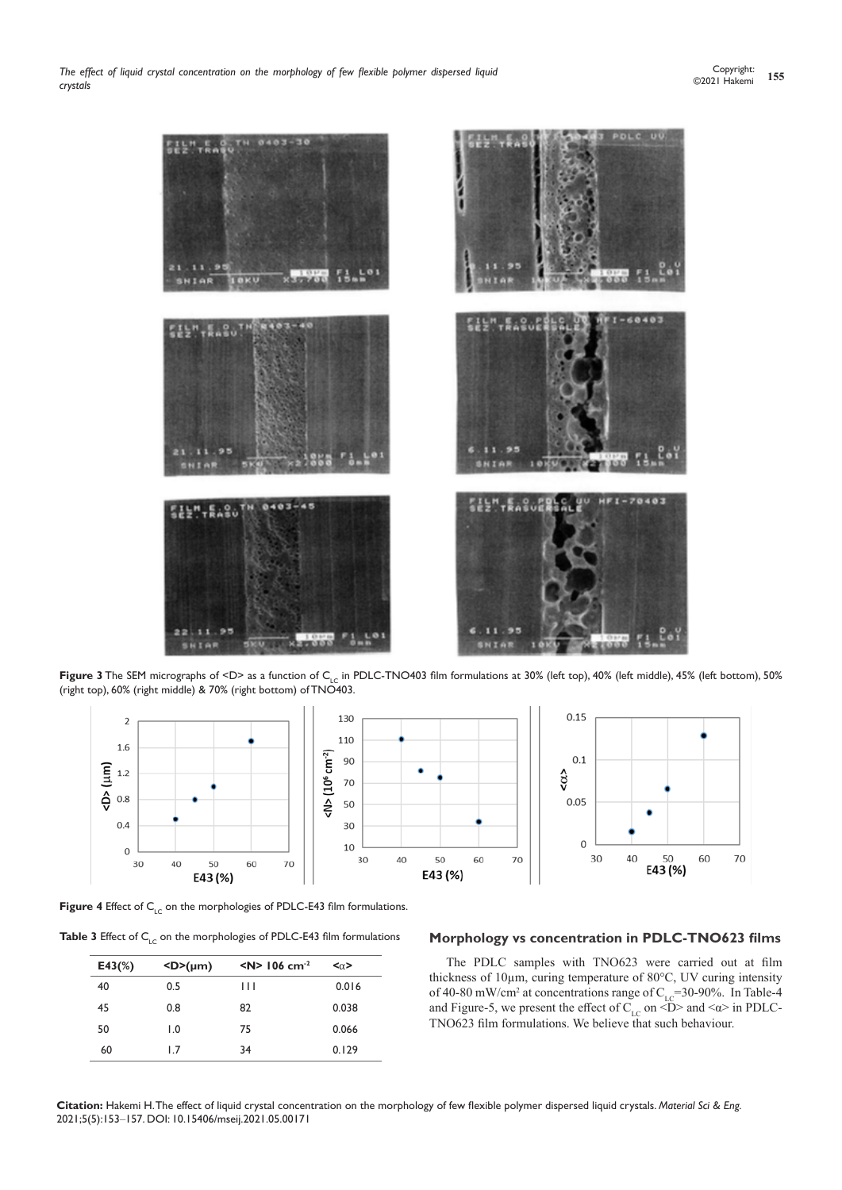**Figure 3** The SEM micrographs of <D> as a function of $C_{LC}$ in PDLC-TNO403 film formulations at 30% (left top), 40% (left middle), 45% (left bottom), 50% (right top), 60% (right middle) & 70% (right bottom) of TNO403.

**Figure 4** Effect of $C_{LC}$ on the morphologies of PDLC-E43 film formulations.

**Table 3** Effect of $C_{LC}$ on the morphologies of PDLC-E43 film formulations

| E43(%) | <D>(μm) | <N> 106 $cm^{-2}$ | <α> |
|---|---|---|---|
| 40 | 0.5 | 111 | 0.016 |
| 45 | 0.8 | 82 | 0.038 |
| 50 | 1.0 | 75 | 0.066 |
| 60 | 1.7 | 34 | 0.129 |

## Morphology vs concentration in PDLC-TNO623 films

The PDLC samples with TNO623 were carried out at film thickness of 10μm, curing temperature of 80°C, UV curing intensity of 40-80 mW/$cm^2$ at concentrations range of $C_{LC}$=30-90%. In Table-4 and Figure-5, we present the effect of $C_{LC}$ on <D> and <α> in PDLC-TNO623 film formulations. We believe that such behaviour.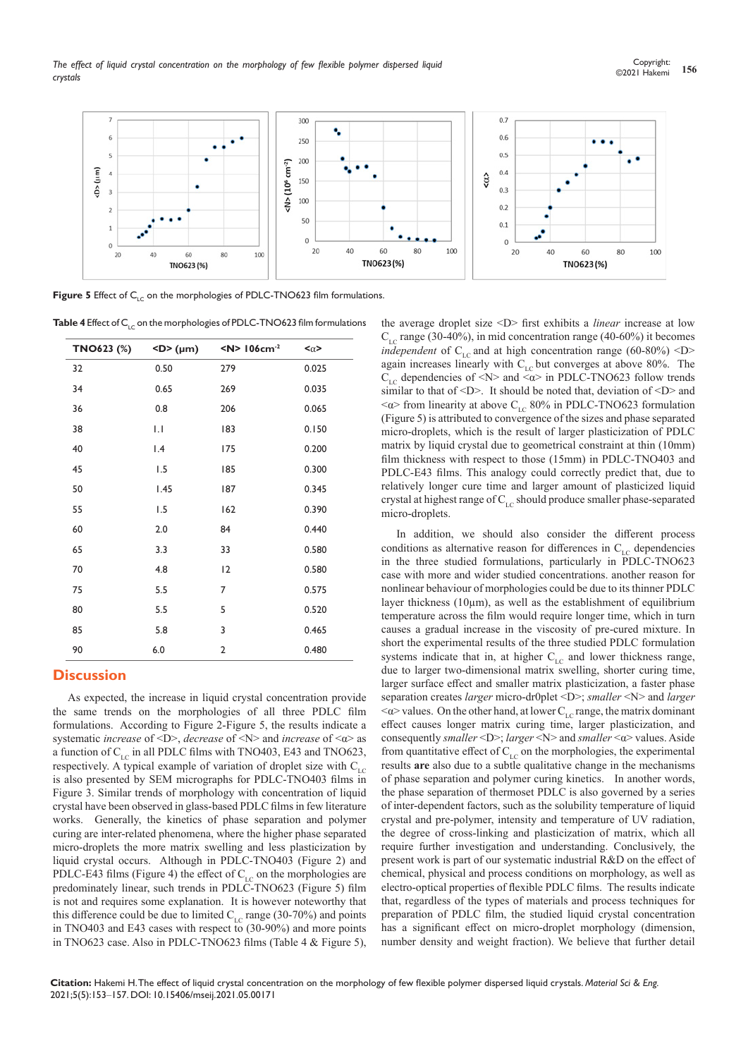Figure 5 Effect of $C_{LC}$ on the morphologies of PDLC-TNO623 film formulations.

**Table 4** Effect of $C_{LC}$ on the morphologies of PDLC-TNO623 film formulations

| TNO623 (%) | <D> (µm) | <N> 106cm-2 | <α> |
|---|---|---|---|
| 32 | 0.50 | 279 | 0.025 |
| 34 | 0.65 | 269 | 0.035 |
| 36 | 0.8 | 206 | 0.065 |
| 38 | 1.1 | 183 | 0.150 |
| 40 | 1.4 | 175 | 0.200 |
| 45 | 1.5 | 185 | 0.300 |
| 50 | 1.45 | 187 | 0.345 |
| 55 | 1.5 | 162 | 0.390 |
| 60 | 2.0 | 84 | 0.440 |
| 65 | 3.3 | 33 | 0.580 |
| 70 | 4.8 | 12 | 0.580 |
| 75 | 5.5 | 7 | 0.575 |
| 80 | 5.5 | 5 | 0.520 |
| 85 | 5.8 | 3 | 0.465 |
| 90 | 6.0 | 2 | 0.480 |

## Discussion

As expected, the increase in liquid crystal concentration provide the same trends on the morphologies of all three PDLC film formulations. According to Figure 2-Figure 5, the results indicate a systematic *increase* of <D>, *decrease* of <N> and *increase* of <α> as a function of $C_{LC}$ in all PDLC films with TNO403, E43 and TNO623, respectively. A typical example of variation of droplet size with $C_{LC}$ is also presented by SEM micrographs for PDLC-TNO403 films in Figure 3. Similar trends of morphology with concentration of liquid crystal have been observed in glass-based PDLC films in few literature works. Generally, the kinetics of phase separation and polymer curing are inter-related phenomena, where the higher phase separated micro-droplets the more matrix swelling and less plasticization by liquid crystal occurs. Although in PDLC-TNO403 (Figure 2) and PDLC-E43 films (Figure 4) the effect of $C_{LC}$ on the morphologies are predominately linear, such trends in PDLC-TNO623 (Figure 5) film is not and requires some explanation. It is however noteworthy that this difference could be due to limited $C_{LC}$ range (30-70%) and points in TNO403 and E43 cases with respect to (30-90%) and more points in TNO623 case. Also in PDLC-TNO623 films (Table 4 & Figure 5), the average droplet size <D> first exhibits a *linear* increase at low $C_{LC}$ range (30-40%), in mid concentration range (40-60%) it becomes *independent* of $C_{LC}$ and at high concentration range (60-80%) <D> again increases linearly with $C_{LC}$ but converges at above 80%. The $C_{LC}$ dependencies of <N> and <α> in PDLC-TNO623 follow trends similar to that of <D>. It should be noted that, deviation of <D> and <α> from linearity at above $C_{LC}$ 80% in PDLC-TNO623 formulation (Figure 5) is attributed to convergence of the sizes and phase separated micro-droplets, which is the result of larger plasticization of PDLC matrix by liquid crystal due to geometrical constraint at thin (10mm) film thickness with respect to those (15mm) in PDLC-TNO403 and PDLC-E43 films. This analogy could correctly predict that, due to relatively longer cure time and larger amount of plasticized liquid crystal at highest range of $C_{LC}$ should produce smaller phase-separated micro-droplets.

In addition, we should also consider the different process conditions as alternative reason for differences in $C_{LC}$ dependencies in the three studied formulations, particularly in PDLC-TNO623 case with more and wider studied concentrations. another reason for nonlinear behaviour of morphologies could be due to its thinner PDLC layer thickness (10µm), as well as the establishment of equilibrium temperature across the film would require longer time, which in turn causes a gradual increase in the viscosity of pre-cured mixture. In short the experimental results of the three studied PDLC formulation systems indicate that in, at higher $C_{LC}$ and lower thickness range, due to larger two-dimensional matrix swelling, shorter curing time, larger surface effect and smaller matrix plasticization, a faster phase separation creates *larger* micro-dr0plet <D>; *smaller* <N> and *larger* <α> values. On the other hand, at lower $C_{LC}$ range, the matrix dominant effect causes longer matrix curing time, larger plasticization, and consequently *smaller* <D>; *larger* <N> and *smaller* <α> values. Aside from quantitative effect of $C_{LC}$ on the morphologies, the experimental results **are** also due to a subtle qualitative change in the mechanisms of phase separation and polymer curing kinetics. In another words, the phase separation of thermoset PDLC is also governed by a series of inter-dependent factors, such as the solubility temperature of liquid crystal and pre-polymer, intensity and temperature of UV radiation, the degree of cross-linking and plasticization of matrix, which all require further investigation and understanding. Conclusively, the present work is part of our systematic industrial R&D on the effect of chemical, physical and process conditions on morphology, as well as electro-optical properties of flexible PDLC films. The results indicate that, regardless of the types of materials and process techniques for preparation of PDLC film, the studied liquid crystal concentration has a significant effect on micro-droplet morphology (dimension, number density and weight fraction). We believe that further detail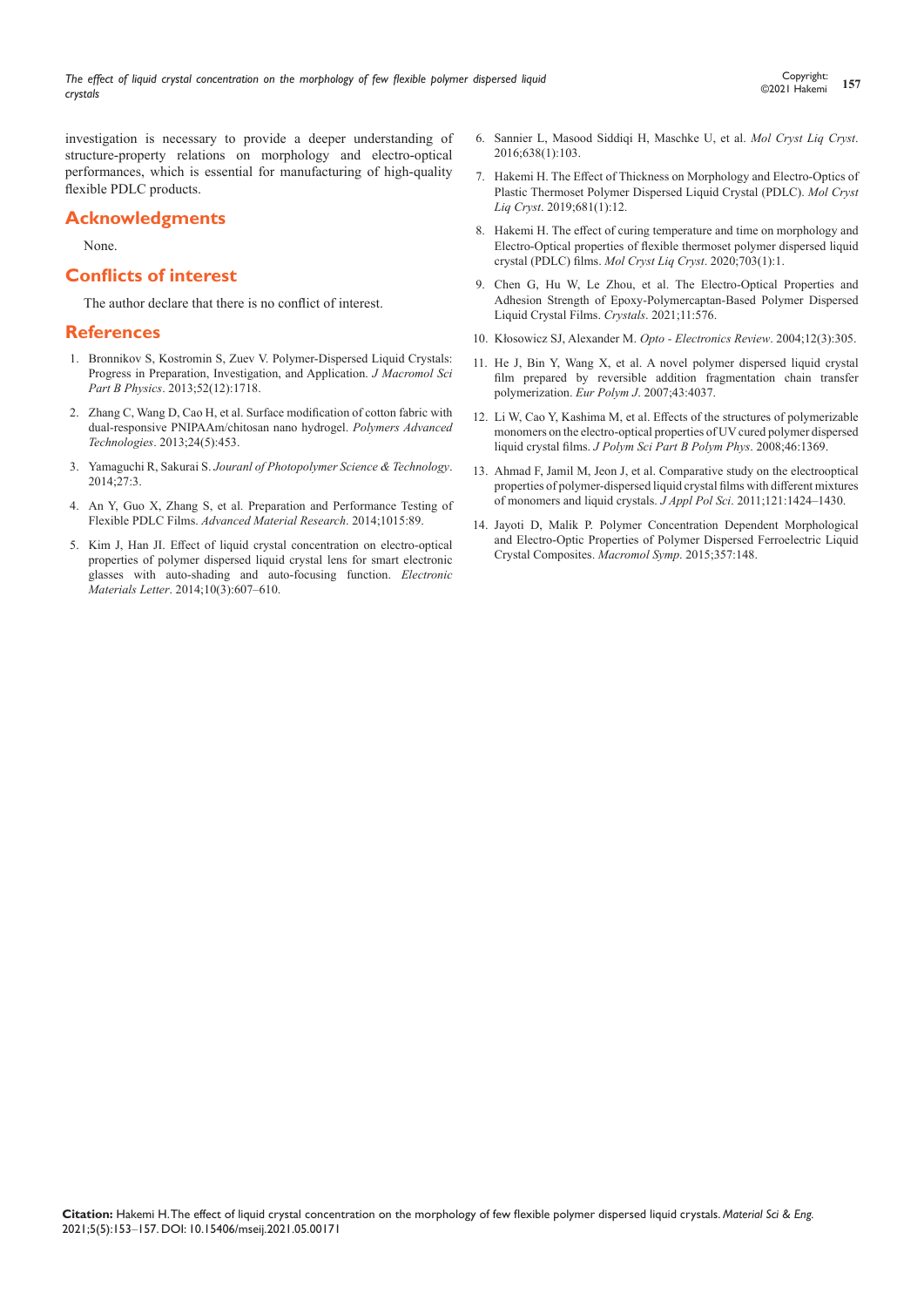investigation is necessary to provide a deeper understanding of structure-property relations on morphology and electro-optical performances, which is essential for manufacturing of high-quality flexible PDLC products.

## Acknowledgments

None.

## Conflicts of interest

The author declare that there is no conflict of interest.

## References

1. Bronnikov S, Kostromin S, Zuev V. Polymer-Dispersed Liquid Crystals: Progress in Preparation, Investigation, and Application. *J Macromol Sci Part B Physics*. 2013;52(12):1718.
2. Zhang C, Wang D, Cao H, et al. Surface modification of cotton fabric with dual-responsive PNIPAAm/chitosan nano hydrogel. *Polymers Advanced Technologies*. 2013;24(5):453.
3. Yamaguchi R, Sakurai S. *Jouranl of Photopolymer Science & Technology*. 2014;27:3.
4. An Y, Guo X, Zhang S, et al. Preparation and Performance Testing of Flexible PDLC Films. *Advanced Material Research*. 2014;1015:89.
5. Kim J, Han JI. Effect of liquid crystal concentration on electro-optical properties of polymer dispersed liquid crystal lens for smart electronic glasses with auto-shading and auto-focusing function. *Electronic Materials Letter*. 2014;10(3):607–610.
6. Sannier L, Masood Siddiqi H, Maschke U, et al. *Mol Cryst Liq Cryst*. 2016;638(1):103.
7. Hakemi H. The Effect of Thickness on Morphology and Electro-Optics of Plastic Thermoset Polymer Dispersed Liquid Crystal (PDLC). *Mol Cryst Liq Cryst*. 2019;681(1):12.
8. Hakemi H. The effect of curing temperature and time on morphology and Electro-Optical properties of flexible thermoset polymer dispersed liquid crystal (PDLC) films. *Mol Cryst Liq Cryst*. 2020;703(1):1.
9. Chen G, Hu W, Le Zhou, et al. The Electro-Optical Properties and Adhesion Strength of Epoxy-Polymercaptan-Based Polymer Dispersed Liquid Crystal Films. *Crystals*. 2021;11:576.
10. Kłosowicz SJ, Alexander M. *Opto - Electronics Review*. 2004;12(3):305.
11. He J, Bin Y, Wang X, et al. A novel polymer dispersed liquid crystal film prepared by reversible addition fragmentation chain transfer polymerization. *Eur Polym J*. 2007;43:4037.
12. Li W, Cao Y, Kashima M, et al. Effects of the structures of polymerizable monomers on the electro-optical properties of UV cured polymer dispersed liquid crystal films. *J Polym Sci Part B Polym Phys*. 2008;46:1369.
13. Ahmad F, Jamil M, Jeon J, et al. Comparative study on the electrooptical properties of polymer-dispersed liquid crystal films with different mixtures of monomers and liquid crystals. *J Appl Pol Sci*. 2011;121:1424–1430.
14. Jayoti D, Malik P. Polymer Concentration Dependent Morphological and Electro-Optic Properties of Polymer Dispersed Ferroelectric Liquid Crystal Composites. *Macromol Symp*. 2015;357:148.